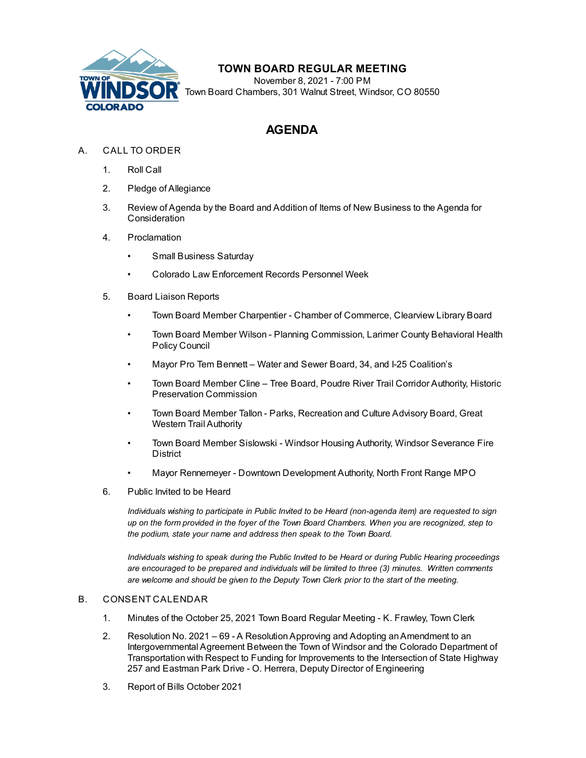# TOWN BOARD REGULAR MEETING

November 8, 2021 - 7:00 PM
Town Board Chambers, 301 Walnut Street, Windsor, CO 80550

## AGENDA

A. CALL TO ORDER

1. Roll Call
2. Pledge of Allegiance
3. Review of Agenda by the Board and Addition of Items of New Business to the Agenda for Consideration
4. Proclamation
   - Small Business Saturday
   - Colorado Law Enforcement Records Personnel Week
5. Board Liaison Reports
   - Town Board Member Charpentier - Chamber of Commerce, Clearview Library Board
   - Town Board Member Wilson - Planning Commission, Larimer County Behavioral Health Policy Council
   - Mayor Pro Tem Bennett – Water and Sewer Board, 34, and I-25 Coalition's
   - Town Board Member Cline – Tree Board, Poudre River Trail Corridor Authority, Historic Preservation Commission
   - Town Board Member Tallon - Parks, Recreation and Culture Advisory Board, Great Western Trail Authority
   - Town Board Member Sislowski - Windsor Housing Authority, Windsor Severance Fire District
   - Mayor Rennemeyer - Downtown Development Authority, North Front Range MPO
6. Public Invited to be Heard

   *Individuals wishing to participate in Public Invited to be Heard (non-agenda item) are requested to sign up on the form provided in the foyer of the Town Board Chambers. When you are recognized, step to the podium, state your name and address then speak to the Town Board.*

   *Individuals wishing to speak during the Public Invited to be Heard or during Public Hearing proceedings are encouraged to be prepared and individuals will be limited to three (3) minutes. Written comments are welcome and should be given to the Deputy Town Clerk prior to the start of the meeting.*

B. CONSENT CALENDAR

1. Minutes of the October 25, 2021 Town Board Regular Meeting - K. Frawley, Town Clerk
2. Resolution No. 2021 – 69 - A Resolution Approving and Adopting an Amendment to an Intergovernmental Agreement Between the Town of Windsor and the Colorado Department of Transportation with Respect to Funding for Improvements to the Intersection of State Highway 257 and Eastman Park Drive - O. Herrera, Deputy Director of Engineering
3. Report of Bills October 2021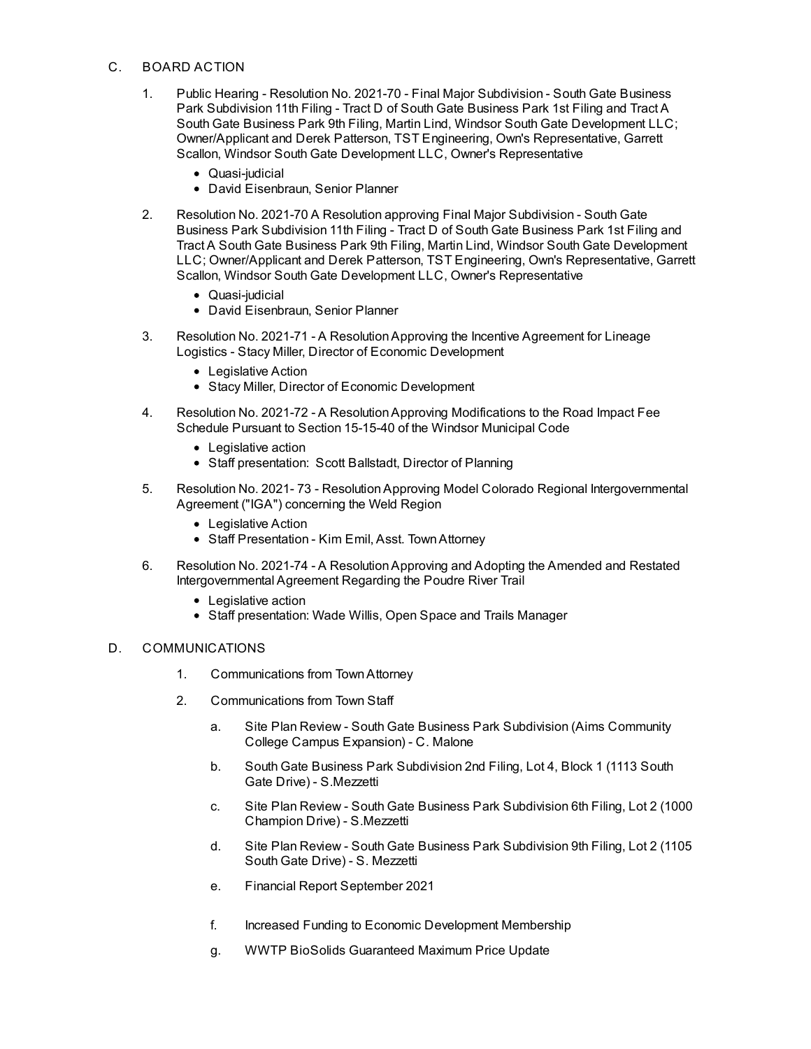C. BOARD ACTION

1. Public Hearing - Resolution No. 2021-70 - Final Major Subdivision - South Gate Business Park Subdivision 11th Filing - Tract D of South Gate Business Park 1st Filing and Tract A South Gate Business Park 9th Filing, Martin Lind, Windsor South Gate Development LLC; Owner/Applicant and Derek Patterson, TST Engineering, Own's Representative, Garrett Scallon, Windsor South Gate Development LLC, Owner's Representative
   - Quasi-judicial
   - David Eisenbraun, Senior Planner

2. Resolution No. 2021-70 A Resolution approving Final Major Subdivision - South Gate Business Park Subdivision 11th Filing - Tract D of South Gate Business Park 1st Filing and Tract A South Gate Business Park 9th Filing, Martin Lind, Windsor South Gate Development LLC; Owner/Applicant and Derek Patterson, TST Engineering, Own's Representative, Garrett Scallon, Windsor South Gate Development LLC, Owner's Representative
   - Quasi-judicial
   - David Eisenbraun, Senior Planner

3. Resolution No. 2021-71 - A Resolution Approving the Incentive Agreement for Lineage Logistics - Stacy Miller, Director of Economic Development
   - Legislative Action
   - Stacy Miller, Director of Economic Development

4. Resolution No. 2021-72 - A Resolution Approving Modifications to the Road Impact Fee Schedule Pursuant to Section 15-15-40 of the Windsor Municipal Code
   - Legislative action
   - Staff presentation: Scott Ballstadt, Director of Planning

5. Resolution No. 2021- 73 - Resolution Approving Model Colorado Regional Intergovernmental Agreement ("IGA") concerning the Weld Region
   - Legislative Action
   - Staff Presentation - Kim Emil, Asst. Town Attorney

6. Resolution No. 2021-74 - A Resolution Approving and Adopting the Amended and Restated Intergovernmental Agreement Regarding the Poudre River Trail
   - Legislative action
   - Staff presentation: Wade Willis, Open Space and Trails Manager

D. COMMUNICATIONS

1. Communications from Town Attorney

2. Communications from Town Staff

   a. Site Plan Review - South Gate Business Park Subdivision (Aims Community College Campus Expansion) - C. Malone

   b. South Gate Business Park Subdivision 2nd Filing, Lot 4, Block 1 (1113 South Gate Drive) - S.Mezzetti

   c. Site Plan Review - South Gate Business Park Subdivision 6th Filing, Lot 2 (1000 Champion Drive) - S.Mezzetti

   d. Site Plan Review - South Gate Business Park Subdivision 9th Filing, Lot 2 (1105 South Gate Drive) - S. Mezzetti

   e. Financial Report September 2021

   f. Increased Funding to Economic Development Membership

   g. WWTP BioSolids Guaranteed Maximum Price Update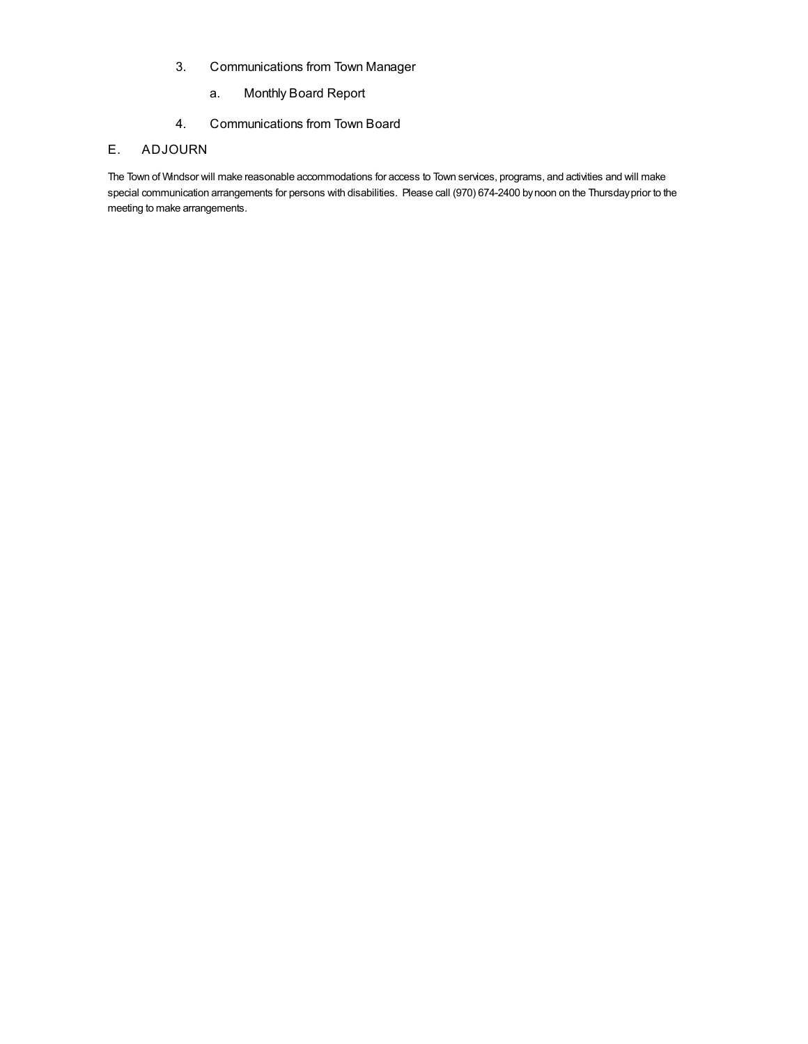3. Communications from Town Manager

    a. Monthly Board Report

4. Communications from Town Board

E. ADJOURN

The Town of Windsor will make reasonable accommodations for access to Town services, programs, and activities and will make special communication arrangements for persons with disabilities. Please call (970) 674-2400 by noon on the Thursday prior to the meeting to make arrangements.